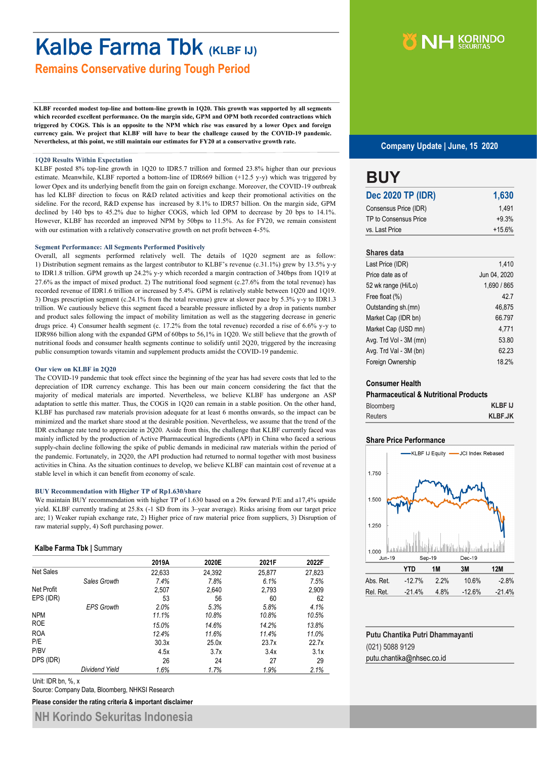# Kalbe Farma Tbk (KLBF IJ)

## Remains Conservative during Tough Period

**KLBF recorded modest top-line and bottom-line growth in 1Q20. This growth was supported by all segments which recorded excellent performance. On the margin side, GPM and OPM both recorded contractions which triggered by COGS. This is an opposite to the NPM which rise was ensured by a lower Opex and foreign currency gain. We project that KLBF will have to bear the challenge caused by the COVID-19 pandemic. Nevertheless, at this point, we still maintain our estimates for FY20 at a conservative growth rate.**

### 1Q20 Results Within Expectation

KLBF posted 8% top-line growth in 1Q20 to IDR5.7 trillion and formed 23.8% higher than our previous estimate. Meanwhile, KLBF reported a bottom-line of IDR669 billion (+12.5 y-y) which was triggered by lower Opex and its underlying benefit from the gain on foreign exchange. Moreover, the COVID-19 outbreak has led KLBF direction to focus on R&D related activities and keep their promotional activities on the sideline. For the record, R&D expense has increased by 8.1% to IDR57 billion. On the margin side, GPM declined by 140 bps to 45.2% due to higher COGS, which led OPM to decrease by 20 bps to 14.1%. However, KLBF has recorded an improved NPM by 50bps to 11.5%. As for FY20, we remain consistent with our estimation with a relatively conservative growth on net profit between 4-5%.

### Segment Performance: All Segments Performed Positively

Overall, all segments performed relatively well. The details of 1Q20 segment are as follow: 1) Distribution segment remains as the largest contributor to KLBF's revenue (c.31.1%) grew by 13.5% y-y to IDR1.8 trillion. GPM growth up 24.2% y-y which recorded a margin contraction of 340bps from 1Q19 at 27.6% as the impact of mixed product. 2) The nutritional food segment (c.27.6% from the total revenue) has recorded revenue of IDR1.6 trillion or increased by 5.4%. GPM is relatively stable between 1Q20 and 1Q19. 3) Drugs prescription segment (c.24.1% from the total revenue) grew at slower pace by 5.3% y-y to IDR1.3 trillion. We cautiously believe this segment faced a bearable pressure inflicted by a drop in patients number and product sales following the impact of mobility limitation as well as the staggering decrease in generic drugs price. 4) Consumer health segment (c. 17.2% from the total revenue) recorded a rise of 6.6% y-y to IDR986 billion along with the expanded GPM of 60bps to 56,1% in 1Q20. We still believe that the growth of nutritional foods and consumer health segments continue to solidify until 2Q20, triggered by the increasing public consumption towards vitamin and supplement products amidst the COVID-19 pandemic.

### Our view on KLBF in 2Q20

The COVID-19 pandemic that took effect since the beginning of the year has had severe costs that led to the depreciation of IDR currency exchange. This has been our main concern considering the fact that the majority of medical materials are imported. Nevertheless, we believe KLBF has undergone an ASP adaptation to settle this matter. Thus, the COGS in 1Q20 can remain in a stable position. On the other hand, KLBF has purchased raw materials provision adequate for at least 6 months onwards, so the impact can be minimized and the market share stood at the desirable position. Nevertheless, we assume that the trend of the IDR exchange rate tend to appreciate in 2Q20. Aside from this, the challenge that KLBF currently faced was mainly inflicted by the production of Active Pharmaceutical Ingredients (API) in China who faced a serious supply-chain decline following the spike of public demands in medicinal raw materials within the period of the pandemic. Fortunately, in 2Q20, the API production had returned to normal together with most business activities in China. As the situation continues to develop, we believe KLBF can maintain cost of revenue at a stable level in which it can benefit from economy of scale.

### BUY Recommendation with Higher TP of Rp1.630/share

We maintain BUY recommendation with higher TP of 1.630 based on a 29x forward P/E and a17,4% upside yield. KLBF currently trading at 25.8x (-1 SD from its 3–year average). Risks arising from our target price are; 1) Weaker rupiah exchange rate, 2) Higher price of raw material price from suppliers, 3) Disruption of raw material supply, 4) Soft purchasing power.

**Kalbe Farma Tbk** | Summary

| | | 2019A | 2020E | 2021F | 2022F |
|---|---|---|---|---|---|
| Net Sales | | 22,633 | 24,392 | 25,877 | 27,823 |
| | *Sales Growth* | *7.4%* | *7.8%* | *6.1%* | *7.5%* |
| Net Profit | | 2,507 | 2,640 | 2,793 | 2,909 |
| EPS (IDR) | | 53 | 56 | 60 | 62 |
| | *EPS Growth* | *2.0%* | *5.3%* | *5.8%* | *4.1%* |
| NPM | | *11.1%* | *10.8%* | *10.8%* | *10.5%* |
| ROE | | *15.0%* | *14.6%* | *14.2%* | *13.8%* |
| ROA | | *12.4%* | *11.6%* | *11.4%* | *11.0%* |
| P/E | | 30.3x | 25.0x | 23.7x | 22.7x |
| P/BV | | 4.5x | 3.7x | 3.4x | 3.1x |
| DPS (IDR) | | 26 | 24 | 27 | 29 |
| | *Dividend Yield* | *1.6%* | *1.7%* | *1.9%* | *2.1%* |

Unit: IDR bn, %, x

Source: Company Data, Bloomberg, NHKSI Research

**Please consider the rating criteria & important disclaimer**

**Company Update | June, 15 2020**

# BUY

| Dec 2020 TP (IDR) | 1,630 |
|---|---|
| Consensus Price (IDR) | 1,491 |
| TP to Consensus Price | +9.3% |
| vs. Last Price | +15.6% |

**Shares data**

| | |
|---|---|
| Last Price (IDR) | 1,410 |
| Price date as of | Jun 04, 2020 |
| 52 wk range (Hi/Lo) | 1,690 / 865 |
| Free float (%) | 42.7 |
| Outstanding sh.(mn) | 46,875 |
| Market Cap (IDR bn) | 66.797 |
| Market Cap (USD mn) | 4,771 |
| Avg. Trd Vol - 3M (mn) | 53.80 |
| Avg. Trd Val - 3M (bn) | 62.23 |
| Foreign Ownership | 18.2% |

**Consumer Health**

**Pharmaceutical & Nutritional Products**

| | |
|---|---|
| Bloomberg | **KLBF IJ** |
| Reuters | **KLBF.JK** |

**Share Price Performance**

| | YTD | 1M | 3M | 12M |
|---|---|---|---|---|
| Abs. Ret. | -12.7% | 2.2% | 10.6% | -2.8% |
| Rel. Ret. | -21.4% | 4.8% | -12.6% | -21.4% |

**Putu Chantika Putri Dhammayanti**

(021) 5088 9129

putu.chantika@nhsec.co.id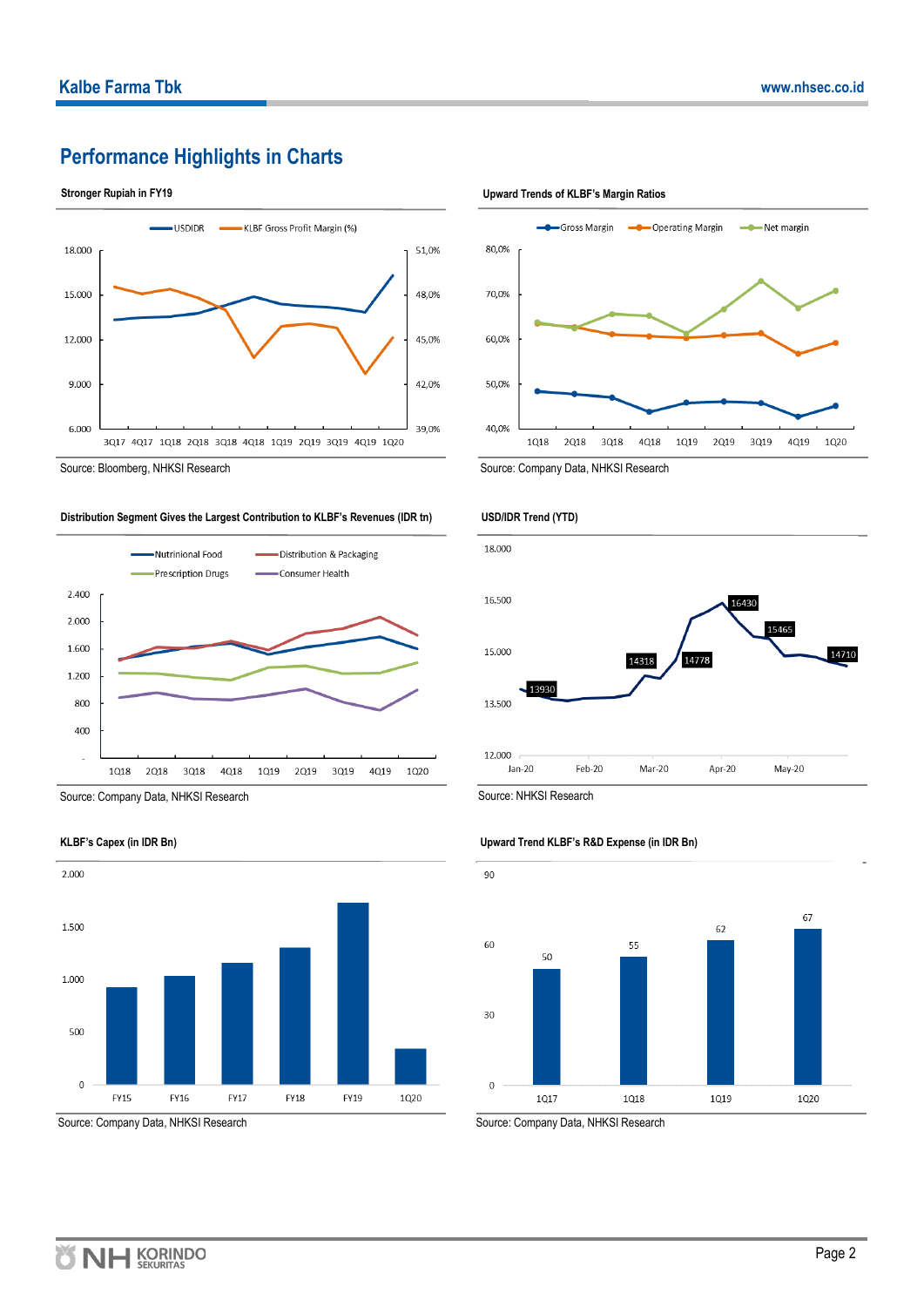## Performance Highlights in Charts

**Stronger Rupiah in FY19**

Source: Bloomberg, NHKSI Research

**Upward Trends of KLBF's Margin Ratios**

Source: Company Data, NHKSI Research

**Distribution Segment Gives the Largest Contribution to KLBF's Revenues (IDR tn)**

Source: Company Data, NHKSI Research

**USD/IDR Trend (YTD)**

Source: NHKSI Research

**KLBF's Capex (in IDR Bn)**

Source: Company Data, NHKSI Research

**Upward Trend KLBF's R&D Expense (in IDR Bn)**

Source: Company Data, NHKSI Research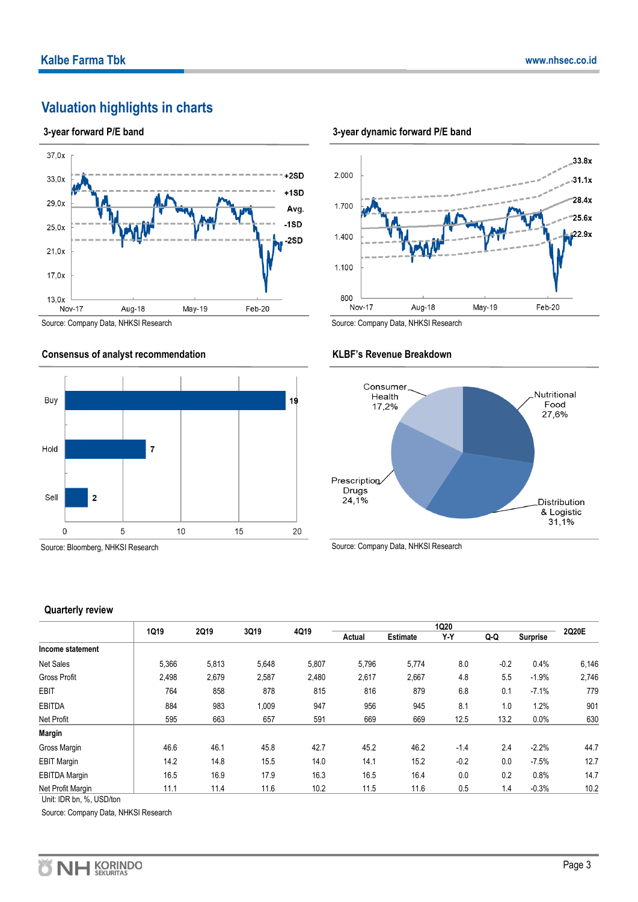## Valuation highlights in charts

### 3-year forward P/E band

Source: Company Data, NHKSI Research

### 3-year dynamic forward P/E band

Source: Company Data, NHKSI Research

### Consensus of analyst recommendation

Source: Bloomberg, NHKSI Research

### KLBF's Revenue Breakdown

Source: Company Data, NHKSI Research

### Quarterly review

| | 1Q19 | 2Q19 | 3Q19 | 4Q19 | 1Q20 | | | | | 2Q20E |
|---|---|---|---|---|---|---|---|---|---|---|
| | | | | | Actual | Estimate | Y-Y | Q-Q | Surprise | |
| **Income statement** | | | | | | | | | | |
| Net Sales | 5,366 | 5,813 | 5,648 | 5,807 | 5,796 | 5,774 | 8.0 | -0.2 | 0.4% | 6,146 |
| Gross Profit | 2,498 | 2,679 | 2,587 | 2,480 | 2,617 | 2,667 | 4.8 | 5.5 | -1.9% | 2,746 |
| EBIT | 764 | 858 | 878 | 815 | 816 | 879 | 6.8 | 0.1 | -7.1% | 779 |
| EBITDA | 884 | 983 | 1,009 | 947 | 956 | 945 | 8.1 | 1.0 | 1.2% | 901 |
| Net Profit | 595 | 663 | 657 | 591 | 669 | 669 | 12.5 | 13.2 | 0.0% | 630 |
| **Margin** | | | | | | | | | | |
| Gross Margin | 46.6 | 46.1 | 45.8 | 42.7 | 45.2 | 46.2 | -1.4 | 2.4 | -2.2% | 44.7 |
| EBIT Margin | 14.2 | 14.8 | 15.5 | 14.0 | 14.1 | 15.2 | -0.2 | 0.0 | -7.5% | 12.7 |
| EBITDA Margin | 16.5 | 16.9 | 17.9 | 16.3 | 16.5 | 16.4 | 0.0 | 0.2 | 0.8% | 14.7 |
| Net Profit Margin | 11.1 | 11.4 | 11.6 | 10.2 | 11.5 | 11.6 | 0.5 | 1.4 | -0.3% | 10.2 |

Unit: IDR bn, %, USD/ton

Source: Company Data, NHKSI Research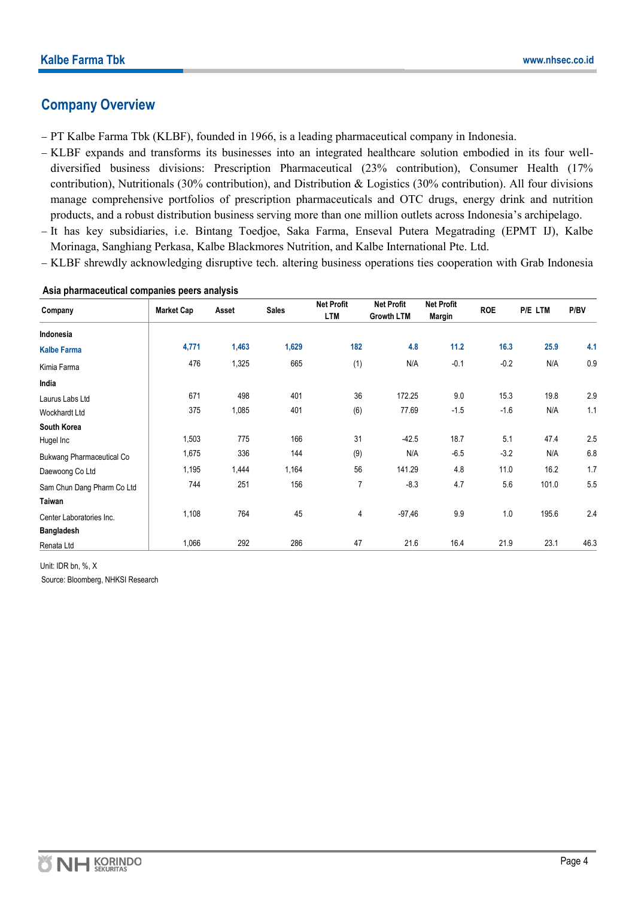## Company Overview

- PT Kalbe Farma Tbk (KLBF), founded in 1966, is a leading pharmaceutical company in Indonesia.
- KLBF expands and transforms its businesses into an integrated healthcare solution embodied in its four well-diversified business divisions: Prescription Pharmaceutical (23% contribution), Consumer Health (17% contribution), Nutritionals (30% contribution), and Distribution & Logistics (30% contribution). All four divisions manage comprehensive portfolios of prescription pharmaceuticals and OTC drugs, energy drink and nutrition products, and a robust distribution business serving more than one million outlets across Indonesia's archipelago.
- It has key subsidiaries, i.e. Bintang Toedjoe, Saka Farma, Enseval Putera Megatrading (EPMT IJ), Kalbe Morinaga, Sanghiang Perkasa, Kalbe Blackmores Nutrition, and Kalbe International Pte. Ltd.
- KLBF shrewdly acknowledging disruptive tech. altering business operations ties cooperation with Grab Indonesia

**Asia pharmaceutical companies peers analysis**

| Company | Market Cap | Asset | Sales | Net Profit LTM | Net Profit Growth LTM | Net Profit Margin | ROE | P/E LTM | P/BV |
|---|---|---|---|---|---|---|---|---|---|
| **Indonesia** | | | | | | | | | |
| **Kalbe Farma** | **4,771** | **1,463** | **1,629** | **182** | **4.8** | **11.2** | **16.3** | **25.9** | **4.1** |
| Kimia Farma | 476 | 1,325 | 665 | (1) | N/A | -0.1 | -0.2 | N/A | 0.9 |
| **India** | | | | | | | | | |
| Laurus Labs Ltd | 671 | 498 | 401 | 36 | 172.25 | 9.0 | 15.3 | 19.8 | 2.9 |
| Wockhardt Ltd | 375 | 1,085 | 401 | (6) | 77.69 | -1.5 | -1.6 | N/A | 1.1 |
| **South Korea** | | | | | | | | | |
| Hugel Inc | 1,503 | 775 | 166 | 31 | -42.5 | 18.7 | 5.1 | 47.4 | 2.5 |
| Bukwang Pharmaceutical Co | 1,675 | 336 | 144 | (9) | N/A | -6.5 | -3.2 | N/A | 6.8 |
| Daewoong Co Ltd | 1,195 | 1,444 | 1,164 | 56 | 141.29 | 4.8 | 11.0 | 16.2 | 1.7 |
| Sam Chun Dang Pharm Co Ltd | 744 | 251 | 156 | 7 | -8.3 | 4.7 | 5.6 | 101.0 | 5.5 |
| **Taiwan** | | | | | | | | | |
| Center Laboratories Inc. | 1,108 | 764 | 45 | 4 | -97,46 | 9.9 | 1.0 | 195.6 | 2.4 |
| **Bangladesh** | | | | | | | | | |
| Renata Ltd | 1,066 | 292 | 286 | 47 | 21.6 | 16.4 | 21.9 | 23.1 | 46.3 |

Unit: IDR bn, %, X

Source: Bloomberg, NHKSI Research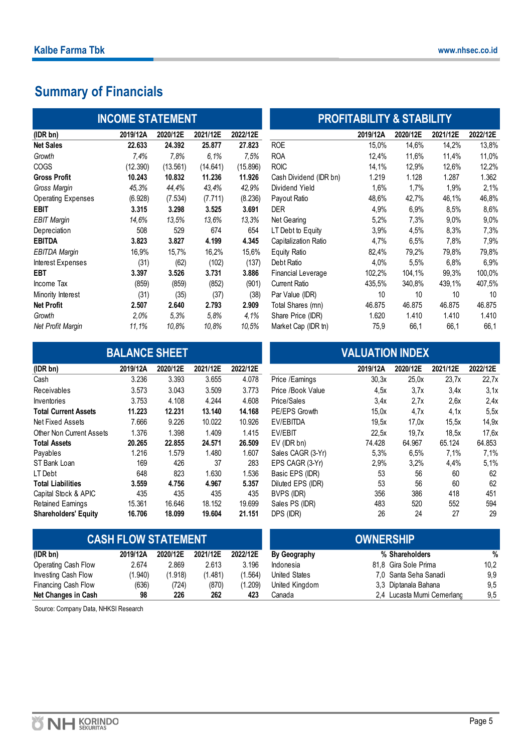# Summary of Financials

## INCOME STATEMENT

| (IDR bn) | 2019/12A | 2020/12E | 2021/12E | 2022/12E |
|---|---|---|---|---|
| **Net Sales** | **22.633** | **24.392** | **25.877** | **27.823** |
| *Growth* | *7,4%* | *7,8%* | *6,1%* | *7,5%* |
| COGS | (12.390) | (13.561) | (14.641) | (15.896) |
| **Gross Profit** | **10.243** | **10.832** | **11.236** | **11.926** |
| *Gross Margin* | *45,3%* | *44,4%* | *43,4%* | *42,9%* |
| Operating Expenses | (6.928) | (7.534) | (7.711) | (8.236) |
| **EBIT** | **3.315** | **3.298** | **3.525** | **3.691** |
| *EBIT Margin* | *14,6%* | *13,5%* | *13,6%* | *13,3%* |
| Depreciation | 508 | 529 | 674 | 654 |
| **EBITDA** | **3.823** | **3.827** | **4.199** | **4.345** |
| *EBITDA Margin* | 16,9% | 15,7% | 16,2% | 15,6% |
| Interest Expenses | (31) | (62) | (102) | (137) |
| **EBT** | **3.397** | **3.526** | **3.731** | **3.886** |
| Income Tax | (859) | (859) | (852) | (901) |
| Minority Interest | (31) | (35) | (37) | (38) |
| **Net Profit** | **2.507** | **2.640** | **2.793** | **2.909** |
| *Growth* | *2,0%* | *5,3%* | *5,8%* | *4,1%* |
| *Net Profit Margin* | *11,1%* | *10,8%* | *10,8%* | *10,5%* |

## PROFITABILITY & STABILITY

| | 2019/12A | 2020/12E | 2021/12E | 2022/12E |
|---|---|---|---|---|
| ROE | 15,0% | 14,6% | 14,2% | 13,8% |
| ROA | 12,4% | 11,6% | 11,4% | 11,0% |
| ROIC | 14,1% | 12,9% | 12,6% | 12,2% |
| Cash Dividend (IDR bn) | 1.219 | 1.128 | 1.287 | 1.362 |
| Dividend Yield | 1,6% | 1,7% | 1,9% | 2,1% |
| Payout Ratio | 48,6% | 42,7% | 46,1% | 46,8% |
| DER | 4,9% | 6,9% | 8,5% | 8,6% |
| Net Gearing | 5,2% | 7,3% | 9,0% | 9,0% |
| LT Debt to Equity | 3,9% | 4,5% | 8,3% | 7,3% |
| Capitalization Ratio | 4,7% | 6,5% | 7,8% | 7,9% |
| Equity Ratio | 82,4% | 79,2% | 79,8% | 79,8% |
| Debt Ratio | 4,0% | 5,5% | 6,8% | 6,9% |
| Financial Leverage | 102,2% | 104,1% | 99,3% | 100,0% |
| Current Ratio | 435,5% | 340,8% | 439,1% | 407,5% |
| Par Value (IDR) | 10 | 10 | 10 | 10 |
| Total Shares (mn) | 46.875 | 46.875 | 46.875 | 46.875 |
| Share Price (IDR) | 1.620 | 1.410 | 1.410 | 1.410 |
| Market Cap (IDR tn) | 75,9 | 66,1 | 66,1 | 66,1 |

## BALANCE SHEET

| (IDR bn) | 2019/12A | 2020/12E | 2021/12E | 2022/12E |
|---|---|---|---|---|
| Cash | 3.236 | 3.393 | 3.655 | 4.078 |
| Receivables | 3.573 | 3.043 | 3.509 | 3.773 |
| Inventories | 3.753 | 4.108 | 4.244 | 4.608 |
| **Total Current Assets** | **11.223** | **12.231** | **13.140** | **14.168** |
| Net Fixed Assets | 7.666 | 9.226 | 10.022 | 10.926 |
| Other Non Current Assets | 1.376 | 1.398 | 1.409 | 1.415 |
| **Total Assets** | **20.265** | **22.855** | **24.571** | **26.509** |
| Payables | 1.216 | 1.579 | 1.480 | 1.607 |
| ST Bank Loan | 169 | 426 | 37 | 283 |
| LT Debt | 648 | 823 | 1.630 | 1.536 |
| **Total Liabilities** | **3.559** | **4.756** | **4.967** | **5.357** |
| Capital Stock & APIC | 435 | 435 | 435 | 435 |
| Retained Earnings | 15.361 | 16.646 | 18.152 | 19.699 |
| **Shareholders' Equity** | **16.706** | **18.099** | **19.604** | **21.151** |

## VALUATION INDEX

| | 2019/12A | 2020/12E | 2021/12E | 2022/12E |
|---|---|---|---|---|
| Price /Earnings | 30,3x | 25,0x | 23,7x | 22,7x |
| Price /Book Value | 4,5x | 3,7x | 3,4x | 3,1x |
| Price/Sales | 3,4x | 2,7x | 2,6x | 2,4x |
| PE/EPS Growth | 15,0x | 4,7x | 4,1x | 5,5x |
| EV/EBITDA | 19,5x | 17,0x | 15,5x | 14,9x |
| EV/EBIT | 22,5x | 19,7x | 18,5x | 17,6x |
| EV (IDR bn) | 74.428 | 64.967 | 65.124 | 64.853 |
| Sales CAGR (3-Yr) | 5,3% | 6,5% | 7,1% | 7,1% |
| EPS CAGR (3-Yr) | 2,9% | 3,2% | 4,4% | 5,1% |
| Basic EPS (IDR) | 53 | 56 | 60 | 62 |
| Diluted EPS (IDR) | 53 | 56 | 60 | 62 |
| BVPS (IDR) | 356 | 386 | 418 | 451 |
| Sales PS (IDR) | 483 | 520 | 552 | 594 |
| DPS (IDR) | 26 | 24 | 27 | 29 |

## CASH FLOW STATEMENT

| (IDR bn) | 2019/12A | 2020/12E | 2021/12E | 2022/12E |
|---|---|---|---|---|
| Operating Cash Flow | 2.674 | 2.869 | 2.613 | 3.196 |
| Investing Cash Flow | (1.940) | (1.918) | (1.481) | (1.564) |
| Financing Cash Flow | (636) | (724) | (870) | (1.209) |
| **Net Changes in Cash** | **98** | **226** | **262** | **423** |

## OWNERSHIP

| By Geography | % | Shareholders | % |
|---|---|---|---|
| Indonesia | 81,8 | Gira Sole Prima | 10,2 |
| United States | 7,0 | Santa Seha Sanadi | 9,9 |
| United Kingdom | 3,3 | Diptanala Bahana | 9,5 |
| Canada | 2,4 | Lucasta Murni Cemerlang | 9,5 |

Source: Company Data, NHKSI Research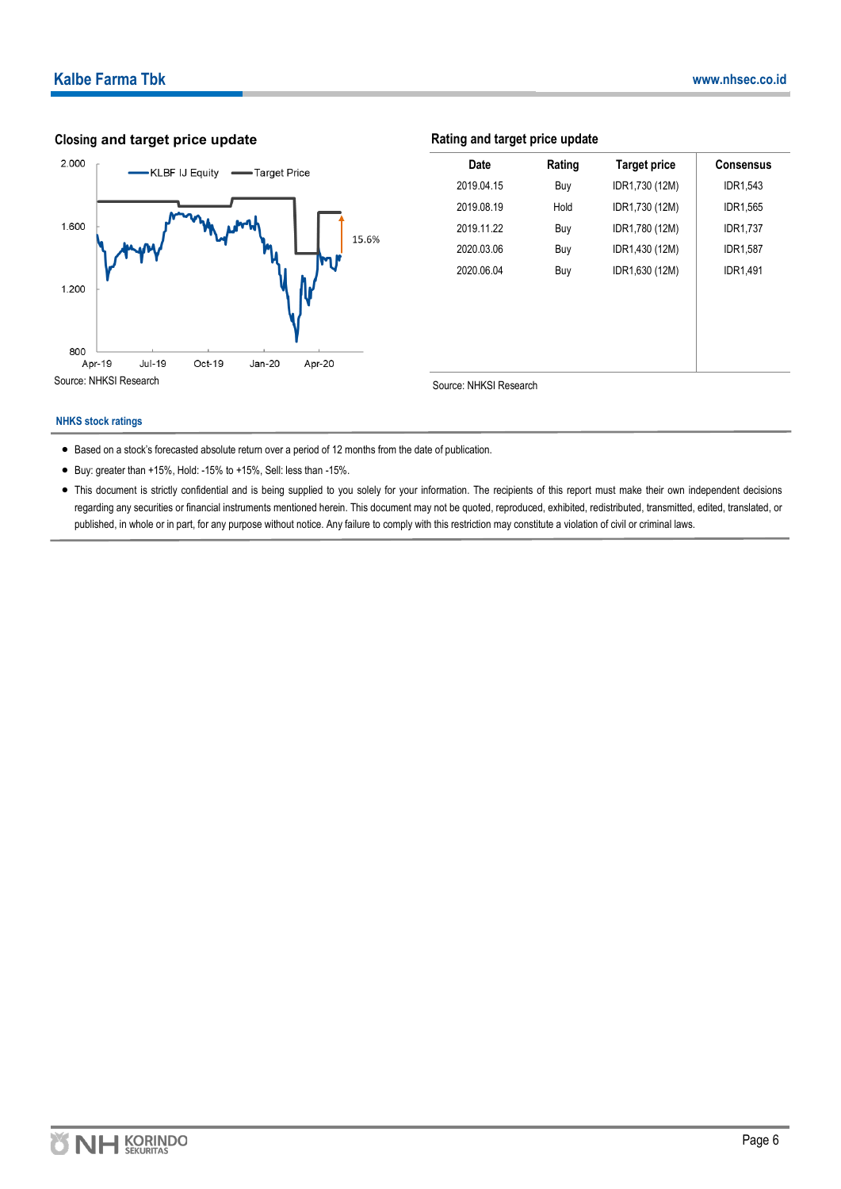## Closing and target price update

Source: NHKSI Research

## Rating and target price update

| Date | Rating | Target price | Consensus |
|---|---|---|---|
| 2019.04.15 | Buy | IDR1,730 (12M) | IDR1,543 |
| 2019.08.19 | Hold | IDR1,730 (12M) | IDR1,565 |
| 2019.11.22 | Buy | IDR1,780 (12M) | IDR1,737 |
| 2020.03.06 | Buy | IDR1,430 (12M) | IDR1,587 |
| 2020.06.04 | Buy | IDR1,630 (12M) | IDR1,491 |

Source: NHKSI Research

### NHKS stock ratings

- Based on a stock's forecasted absolute return over a period of 12 months from the date of publication.
- Buy: greater than +15%, Hold: -15% to +15%, Sell: less than -15%.
- This document is strictly confidential and is being supplied to you solely for your information. The recipients of this report must make their own independent decisions regarding any securities or financial instruments mentioned herein. This document may not be quoted, reproduced, exhibited, redistributed, transmitted, edited, translated, or published, in whole or in part, for any purpose without notice. Any failure to comply with this restriction may constitute a violation of civil or criminal laws.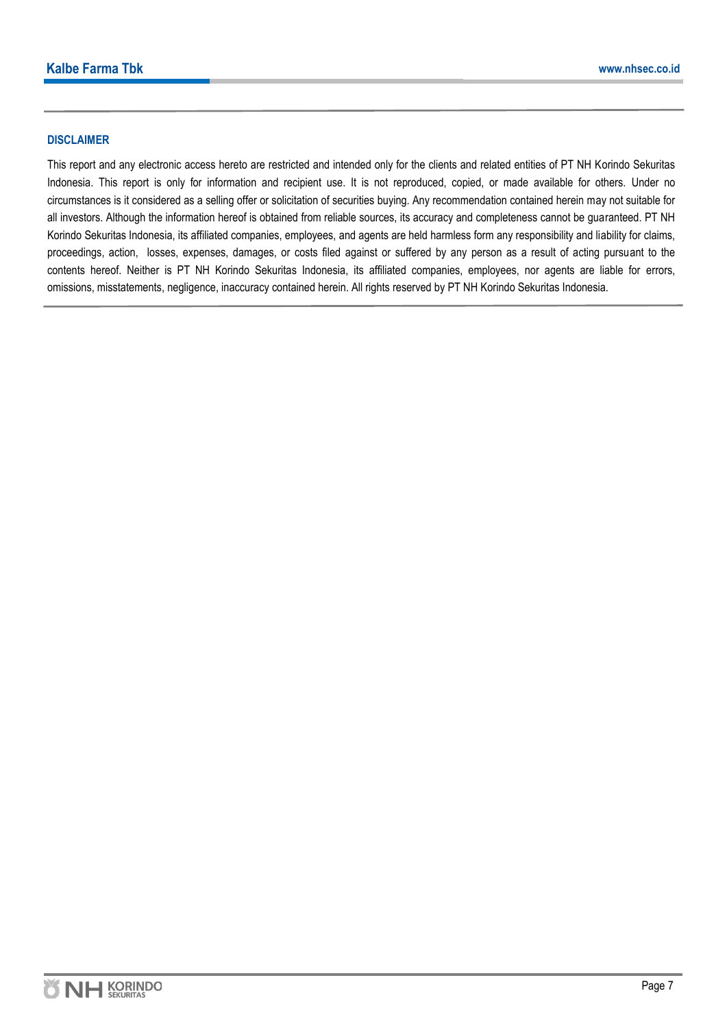## DISCLAIMER

This report and any electronic access hereto are restricted and intended only for the clients and related entities of PT NH Korindo Sekuritas Indonesia. This report is only for information and recipient use. It is not reproduced, copied, or made available for others. Under no circumstances is it considered as a selling offer or solicitation of securities buying. Any recommendation contained herein may not suitable for all investors. Although the information hereof is obtained from reliable sources, its accuracy and completeness cannot be guaranteed. PT NH Korindo Sekuritas Indonesia, its affiliated companies, employees, and agents are held harmless form any responsibility and liability for claims, proceedings, action, losses, expenses, damages, or costs filed against or suffered by any person as a result of acting pursuant to the contents hereof. Neither is PT NH Korindo Sekuritas Indonesia, its affiliated companies, employees, nor agents are liable for errors, omissions, misstatements, negligence, inaccuracy contained herein. All rights reserved by PT NH Korindo Sekuritas Indonesia.